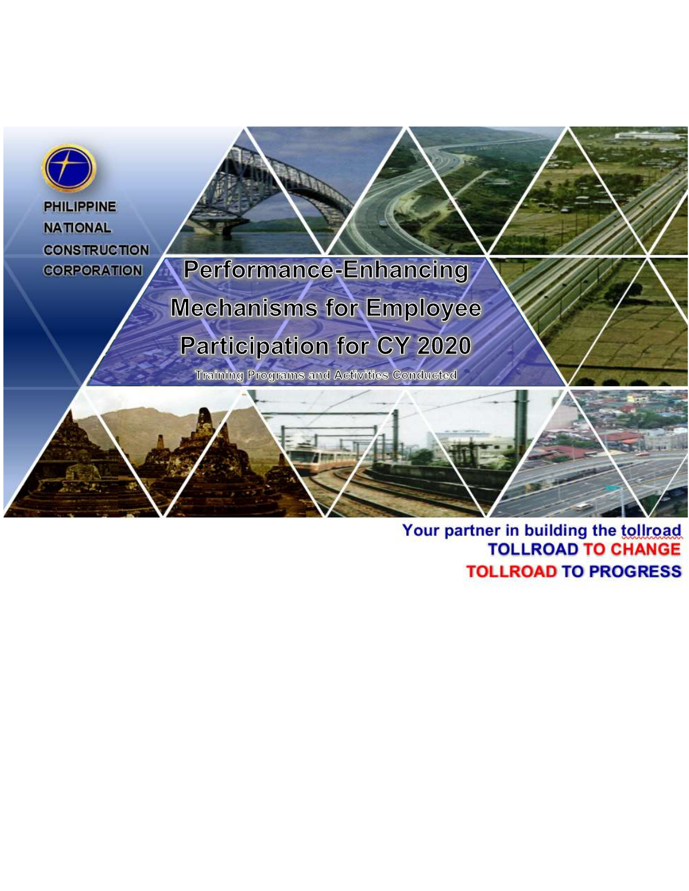PHILIPPINE NATIONAL CONSTRUCTION CORPORATION

# Performance-Enhancing Mechanisms for Employee Participation for CY 2020

Training Programs and Activities Conducted

**Your partner in building the tollroad**
**TOLLROAD TO CHANGE**
**TOLLROAD TO PROGRESS**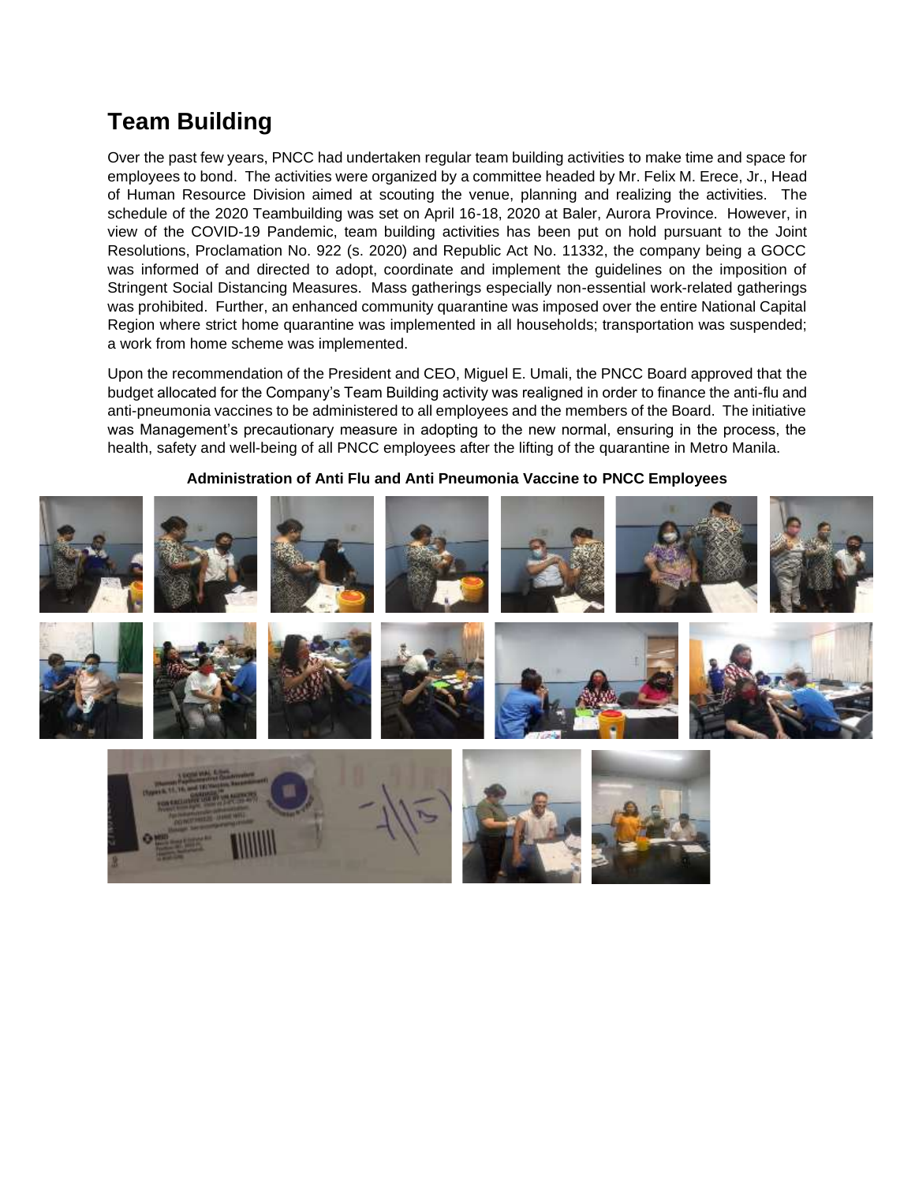## Team Building

Over the past few years, PNCC had undertaken regular team building activities to make time and space for employees to bond. The activities were organized by a committee headed by Mr. Felix M. Erece, Jr., Head of Human Resource Division aimed at scouting the venue, planning and realizing the activities. The schedule of the 2020 Teambuilding was set on April 16-18, 2020 at Baler, Aurora Province. However, in view of the COVID-19 Pandemic, team building activities has been put on hold pursuant to the Joint Resolutions, Proclamation No. 922 (s. 2020) and Republic Act No. 11332, the company being a GOCC was informed of and directed to adopt, coordinate and implement the guidelines on the imposition of Stringent Social Distancing Measures. Mass gatherings especially non-essential work-related gatherings was prohibited. Further, an enhanced community quarantine was imposed over the entire National Capital Region where strict home quarantine was implemented in all households; transportation was suspended; a work from home scheme was implemented.

Upon the recommendation of the President and CEO, Miguel E. Umali, the PNCC Board approved that the budget allocated for the Company's Team Building activity was realigned in order to finance the anti-flu and anti-pneumonia vaccines to be administered to all employees and the members of the Board. The initiative was Management's precautionary measure in adopting to the new normal, ensuring in the process, the health, safety and well-being of all PNCC employees after the lifting of the quarantine in Metro Manila.

**Administration of Anti Flu and Anti Pneumonia Vaccine to PNCC Employees**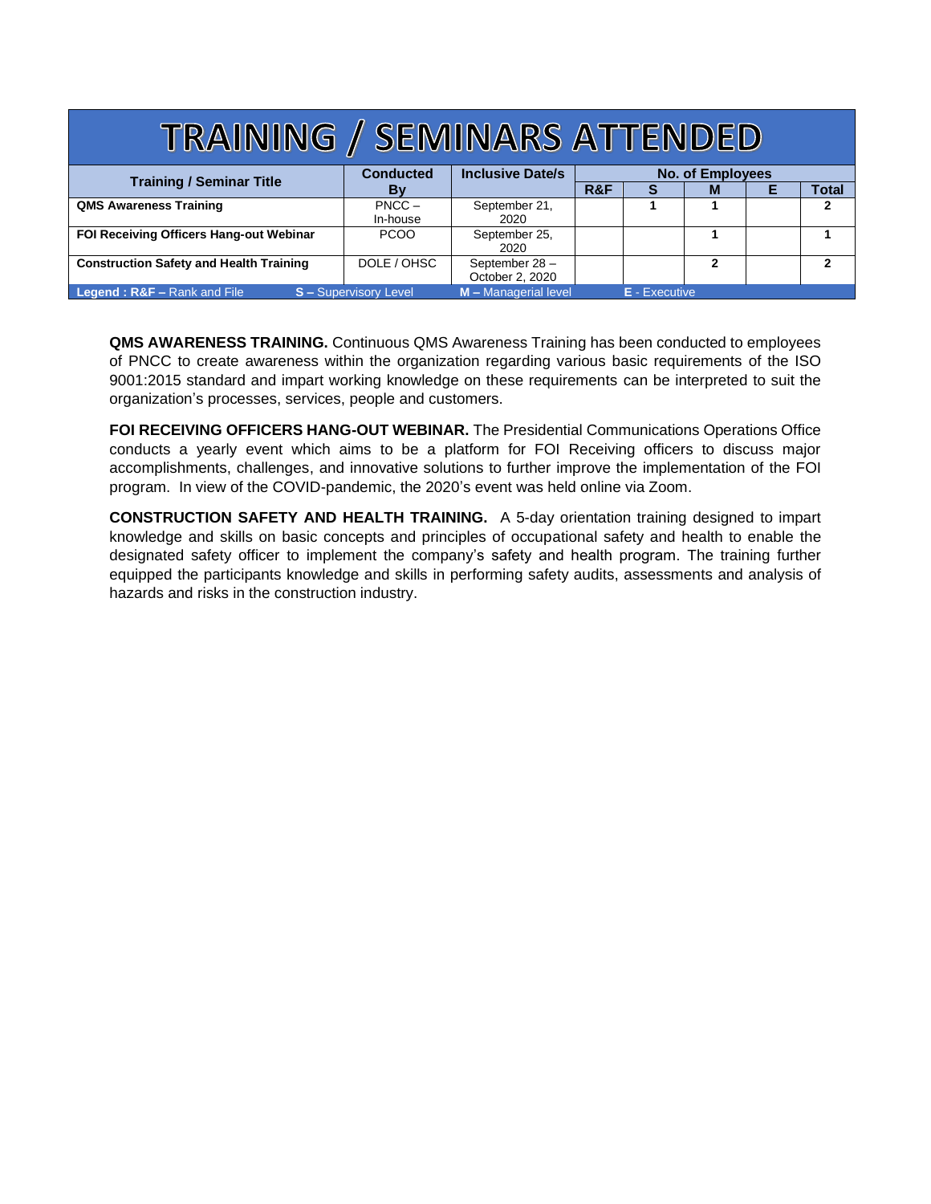# TRAINING / SEMINARS ATTENDED

| Training / Seminar Title | Conducted By | Inclusive Date/s | No. of Employees | | | | |
|---|---|---|---|---|---|---|---|
| | | | R&F | S | M | E | Total |
| **QMS Awareness Training** | PNCC – In-house | September 21, 2020 | | **1** | **1** | | **2** |
| **FOI Receiving Officers Hang-out Webinar** | PCOO | September 25, 2020 | | | **1** | | **1** |
| **Construction Safety and Health Training** | DOLE / OHSC | September 28 – October 2, 2020 | | | **2** | | **2** |

**Legend : R&F –** Rank and File **S –** Supervisory Level **M –** Managerial level **E** - Executive

**QMS AWARENESS TRAINING.** Continuous QMS Awareness Training has been conducted to employees of PNCC to create awareness within the organization regarding various basic requirements of the ISO 9001:2015 standard and impart working knowledge on these requirements can be interpreted to suit the organization's processes, services, people and customers.

**FOI RECEIVING OFFICERS HANG-OUT WEBINAR.** The Presidential Communications Operations Office conducts a yearly event which aims to be a platform for FOI Receiving officers to discuss major accomplishments, challenges, and innovative solutions to further improve the implementation of the FOI program. In view of the COVID-pandemic, the 2020's event was held online via Zoom.

**CONSTRUCTION SAFETY AND HEALTH TRAINING.** A 5-day orientation training designed to impart knowledge and skills on basic concepts and principles of occupational safety and health to enable the designated safety officer to implement the company's safety and health program. The training further equipped the participants knowledge and skills in performing safety audits, assessments and analysis of hazards and risks in the construction industry.